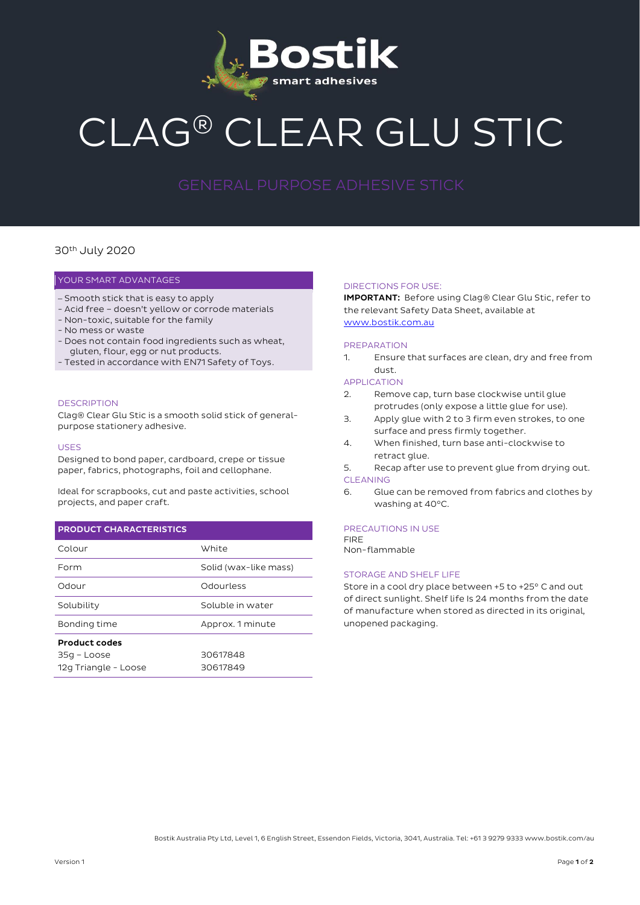# CLAG® CLEAR GLU STIC

## GENERAL PURPOSE ADHESIVE STICK

30th July 2020

### YOUR SMART ADVANTAGES

- Smooth stick that is easy to apply
- Acid free – doesn't yellow or corrode materials
- Non-toxic, suitable for the family
- No mess or waste
- Does not contain food ingredients such as wheat, gluten, flour, egg or nut products.
- Tested in accordance with EN71 Safety of Toys.

### DESCRIPTION

Clag® Clear Glu Stic is a smooth solid stick of general-purpose stationery adhesive.

### USES

Designed to bond paper, cardboard, crepe or tissue paper, fabrics, photographs, foil and cellophane.

Ideal for scrapbooks, cut and paste activities, school projects, and paper craft.

| **PRODUCT CHARACTERISTICS** | |
|---|---|
| Colour | White |
| Form | Solid (wax-like mass) |
| Odour | Odourless |
| Solubility | Soluble in water |
| Bonding time | Approx. 1 minute |
| **Product codes** | |
| 35g – Loose | 30617848 |
| 12g Triangle - Loose | 30617849 |

### DIRECTIONS FOR USE:

**IMPORTANT:** Before using Clag® Clear Glu Stic, refer to the relevant Safety Data Sheet, available at www.bostik.com.au

### PREPARATION

1. Ensure that surfaces are clean, dry and free from dust.

### APPLICATION

2. Remove cap, turn base clockwise until glue protrudes (only expose a little glue for use).
3. Apply glue with 2 to 3 firm even strokes, to one surface and press firmly together.
4. When finished, turn base anti-clockwise to retract glue.
5. Recap after use to prevent glue from drying out.

### CLEANING

6. Glue can be removed from fabrics and clothes by washing at 40°C.

### PRECAUTIONS IN USE

FIRE
Non-flammable

### STORAGE AND SHELF LIFE

Store in a cool dry place between +5 to +25° C and out of direct sunlight. Shelf life Is 24 months from the date of manufacture when stored as directed in its original, unopened packaging.

Bostik Australia Pty Ltd, Level 1, 6 English Street, Essendon Fields, Victoria, 3041, Australia. Tel: +61 3 9279 9333 www.bostik.com/au

Version 1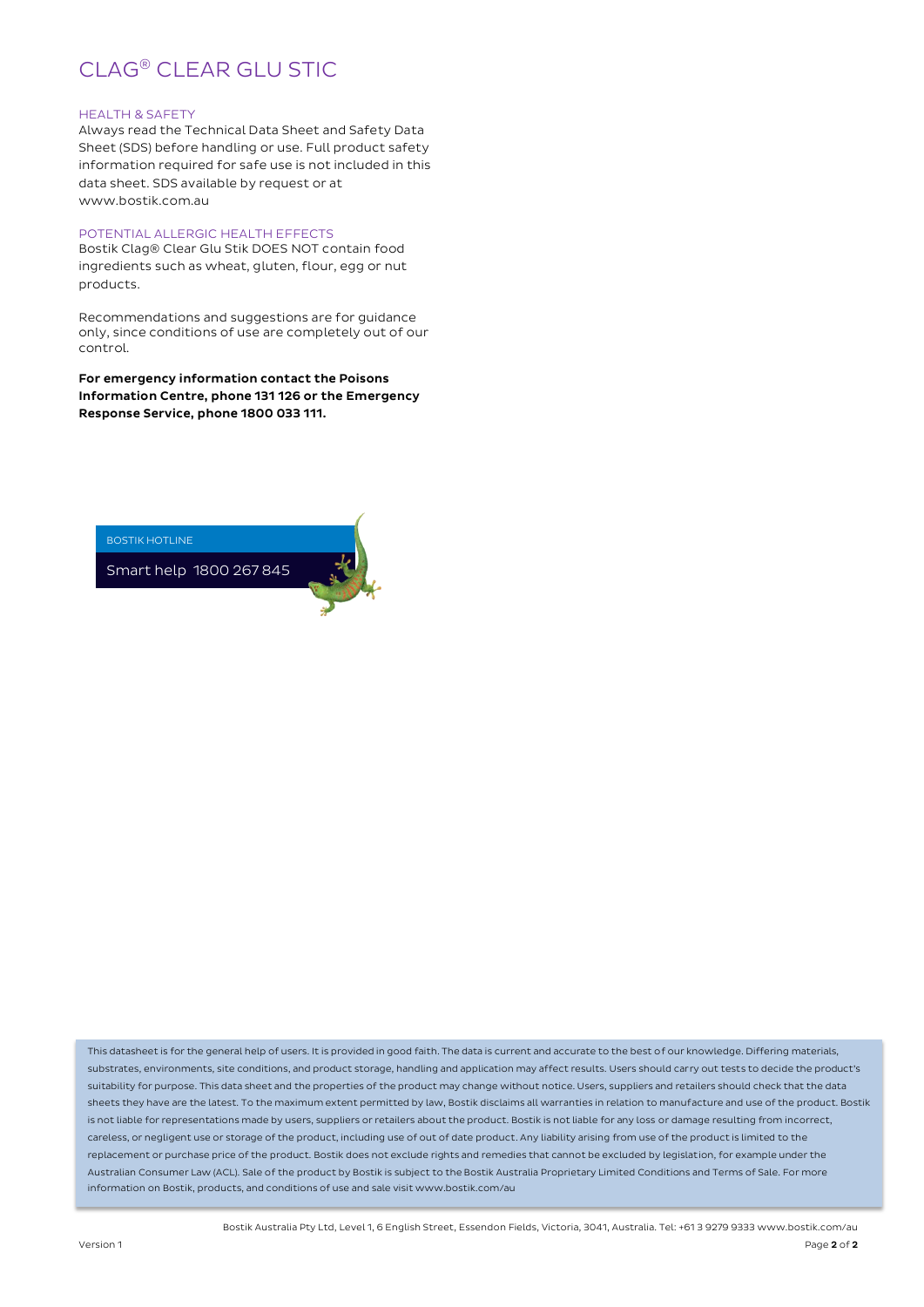# CLAG® CLEAR GLU STIC

## HEALTH & SAFETY

Always read the Technical Data Sheet and Safety Data Sheet (SDS) before handling or use. Full product safety information required for safe use is not included in this data sheet. SDS available by request or at www.bostik.com.au

## POTENTIAL ALLERGIC HEALTH EFFECTS

Bostik Clag® Clear Glu Stik DOES NOT contain food ingredients such as wheat, gluten, flour, egg or nut products.

Recommendations and suggestions are for guidance only, since conditions of use are completely out of our control.

**For emergency information contact the Poisons Information Centre, phone 131 126 or the Emergency Response Service, phone 1800 033 111.**

BOSTIK HOTLINE

Smart help 1800 267 845

This datasheet is for the general help of users. It is provided in good faith. The data is current and accurate to the best of our knowledge. Differing materials, substrates, environments, site conditions, and product storage, handling and application may affect results. Users should carry out tests to decide the product's suitability for purpose. This data sheet and the properties of the product may change without notice. Users, suppliers and retailers should check that the data sheets they have are the latest. To the maximum extent permitted by law, Bostik disclaims all warranties in relation to manufacture and use of the product. Bostik is not liable for representations made by users, suppliers or retailers about the product. Bostik is not liable for any loss or damage resulting from incorrect, careless, or negligent use or storage of the product, including use of out of date product. Any liability arising from use of the product is limited to the replacement or purchase price of the product. Bostik does not exclude rights and remedies that cannot be excluded by legislation, for example under the Australian Consumer Law (ACL). Sale of the product by Bostik is subject to the Bostik Australia Proprietary Limited Conditions and Terms of Sale. For more information on Bostik, products, and conditions of use and sale visit www.bostik.com/au

Bostik Australia Pty Ltd, Level 1, 6 English Street, Essendon Fields, Victoria, 3041, Australia. Tel: +61 3 9279 9333 www.bostik.com/au

Version 1